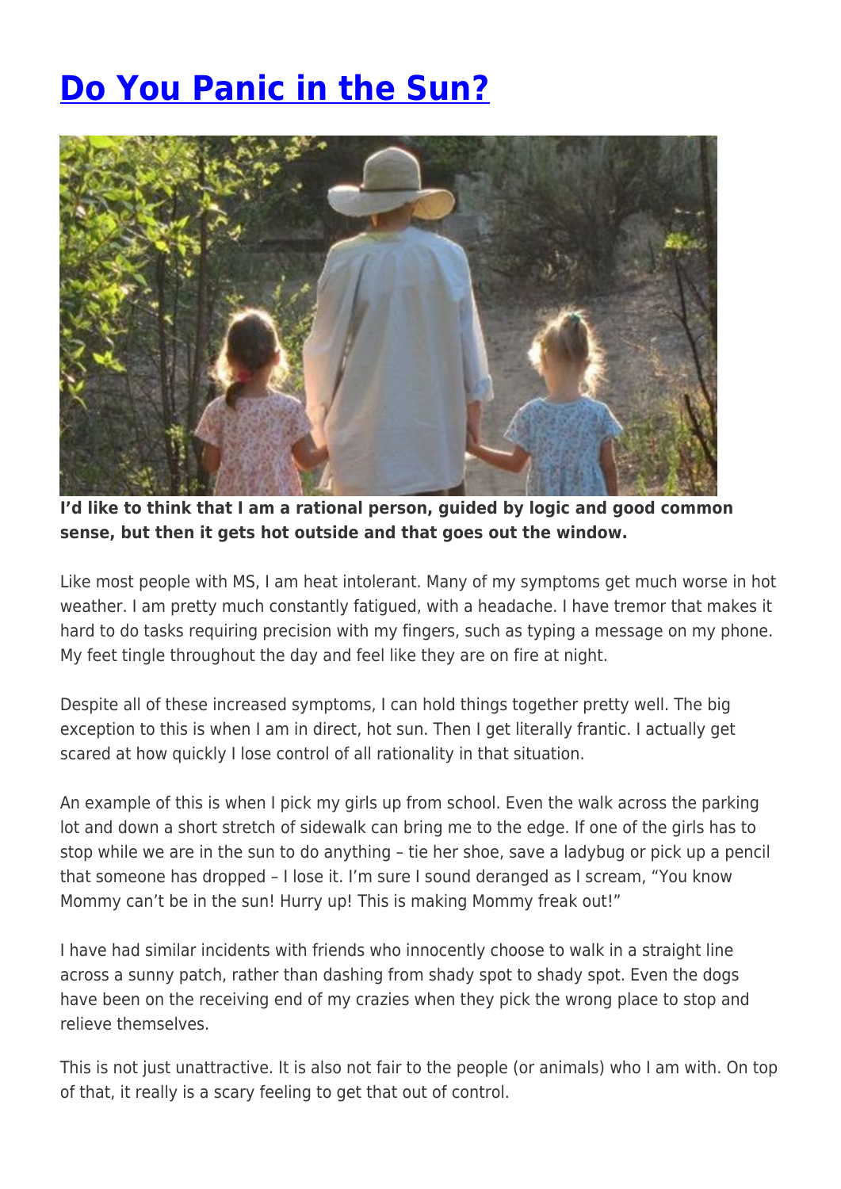# Do You Panic in the Sun?

**I'd like to think that I am a rational person, guided by logic and good common sense, but then it gets hot outside and that goes out the window.**

Like most people with MS, I am heat intolerant. Many of my symptoms get much worse in hot weather. I am pretty much constantly fatigued, with a headache. I have tremor that makes it hard to do tasks requiring precision with my fingers, such as typing a message on my phone. My feet tingle throughout the day and feel like they are on fire at night.

Despite all of these increased symptoms, I can hold things together pretty well. The big exception to this is when I am in direct, hot sun. Then I get literally frantic. I actually get scared at how quickly I lose control of all rationality in that situation.

An example of this is when I pick my girls up from school. Even the walk across the parking lot and down a short stretch of sidewalk can bring me to the edge. If one of the girls has to stop while we are in the sun to do anything – tie her shoe, save a ladybug or pick up a pencil that someone has dropped – I lose it. I'm sure I sound deranged as I scream, "You know Mommy can't be in the sun! Hurry up! This is making Mommy freak out!"

I have had similar incidents with friends who innocently choose to walk in a straight line across a sunny patch, rather than dashing from shady spot to shady spot. Even the dogs have been on the receiving end of my crazies when they pick the wrong place to stop and relieve themselves.

This is not just unattractive. It is also not fair to the people (or animals) who I am with. On top of that, it really is a scary feeling to get that out of control.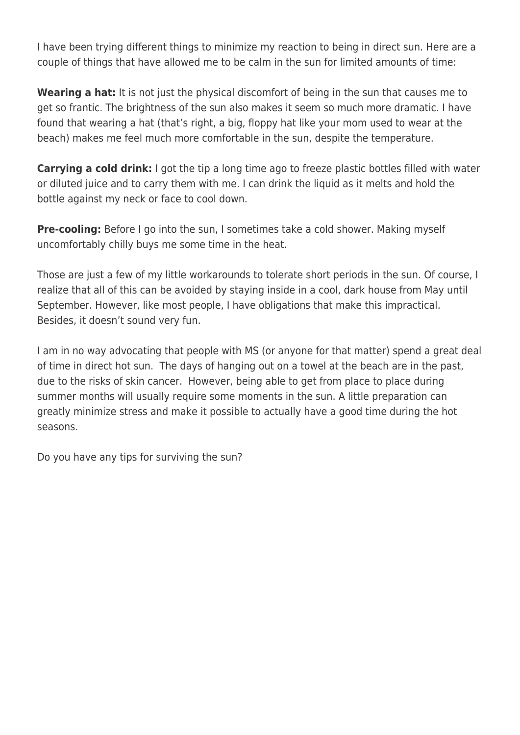I have been trying different things to minimize my reaction to being in direct sun. Here are a couple of things that have allowed me to be calm in the sun for limited amounts of time:

**Wearing a hat:** It is not just the physical discomfort of being in the sun that causes me to get so frantic. The brightness of the sun also makes it seem so much more dramatic. I have found that wearing a hat (that's right, a big, floppy hat like your mom used to wear at the beach) makes me feel much more comfortable in the sun, despite the temperature.

**Carrying a cold drink:** I got the tip a long time ago to freeze plastic bottles filled with water or diluted juice and to carry them with me. I can drink the liquid as it melts and hold the bottle against my neck or face to cool down.

**Pre-cooling:** Before I go into the sun, I sometimes take a cold shower. Making myself uncomfortably chilly buys me some time in the heat.

Those are just a few of my little workarounds to tolerate short periods in the sun. Of course, I realize that all of this can be avoided by staying inside in a cool, dark house from May until September. However, like most people, I have obligations that make this impractical. Besides, it doesn't sound very fun.

I am in no way advocating that people with MS (or anyone for that matter) spend a great deal of time in direct hot sun. The days of hanging out on a towel at the beach are in the past, due to the risks of skin cancer. However, being able to get from place to place during summer months will usually require some moments in the sun. A little preparation can greatly minimize stress and make it possible to actually have a good time during the hot seasons.

Do you have any tips for surviving the sun?